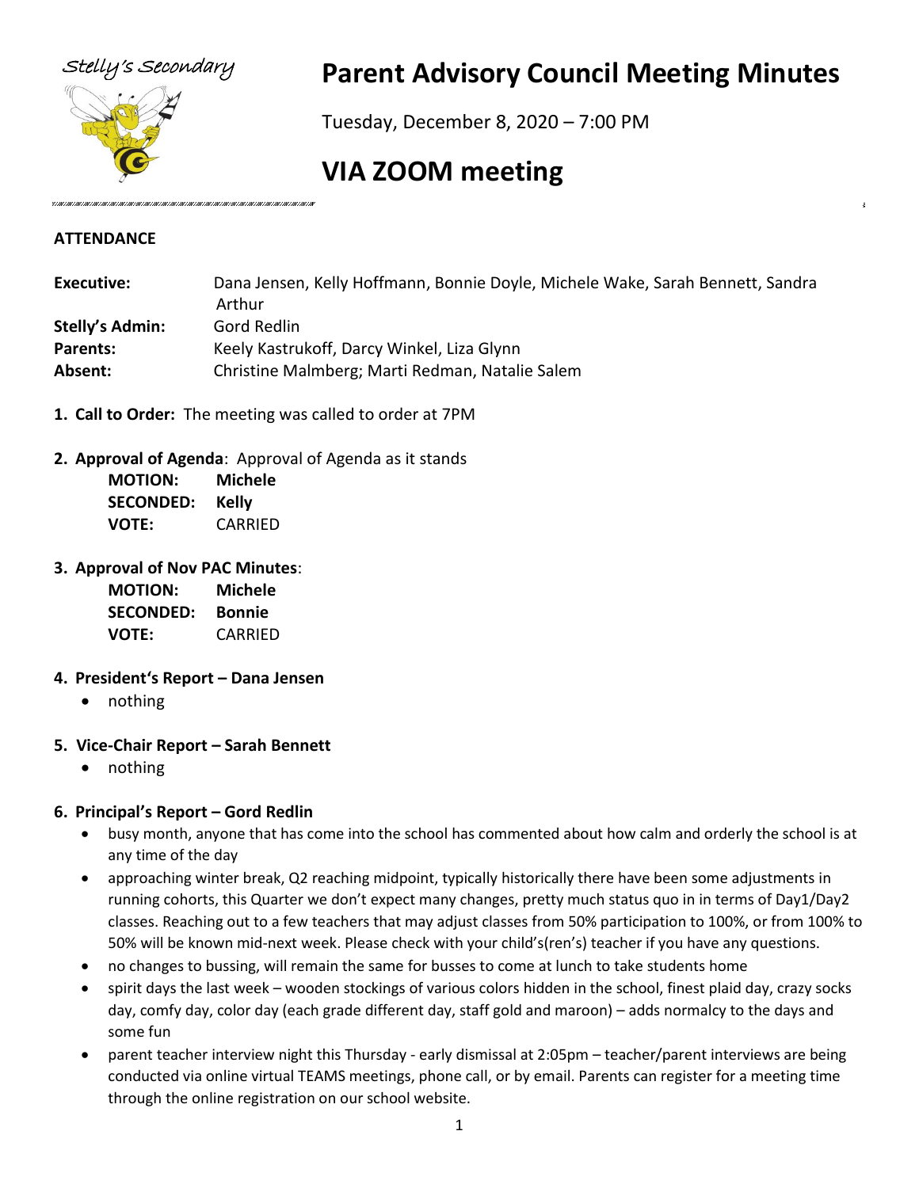Stelly's Secondary

# Parent Advisory Council Meeting Minutes

Tuesday, December 8, 2020 – 7:00 PM

# VIA ZOOM meeting

**ATTENDANCE**

| | |
|---|---|
| **Executive:** | Dana Jensen, Kelly Hoffmann, Bonnie Doyle, Michele Wake, Sarah Bennett, Sandra Arthur |
| **Stelly's Admin:** | Gord Redlin |
| **Parents:** | Keely Kastrukoff, Darcy Winkel, Liza Glynn |
| **Absent:** | Christine Malmberg; Marti Redman, Natalie Salem |

1. **Call to Order:** The meeting was called to order at 7PM

2. **Approval of Agenda**: Approval of Agenda as it stands

   **MOTION:** **Michele**
   **SECONDED:** **Kelly**
   **VOTE:** CARRIED

3. **Approval of Nov PAC Minutes**:

   **MOTION:** **Michele**
   **SECONDED:** **Bonnie**
   **VOTE:** CARRIED

4. **President's Report – Dana Jensen**
   - nothing

5. **Vice-Chair Report – Sarah Bennett**
   - nothing

6. **Principal's Report – Gord Redlin**
   - busy month, anyone that has come into the school has commented about how calm and orderly the school is at any time of the day
   - approaching winter break, Q2 reaching midpoint, typically historically there have been some adjustments in running cohorts, this Quarter we don't expect many changes, pretty much status quo in in terms of Day1/Day2 classes. Reaching out to a few teachers that may adjust classes from 50% participation to 100%, or from 100% to 50% will be known mid-next week. Please check with your child's(ren's) teacher if you have any questions.
   - no changes to bussing, will remain the same for busses to come at lunch to take students home
   - spirit days the last week – wooden stockings of various colors hidden in the school, finest plaid day, crazy socks day, comfy day, color day (each grade different day, staff gold and maroon) – adds normalcy to the days and some fun
   - parent teacher interview night this Thursday - early dismissal at 2:05pm – teacher/parent interviews are being conducted via online virtual TEAMS meetings, phone call, or by email. Parents can register for a meeting time through the online registration on our school website.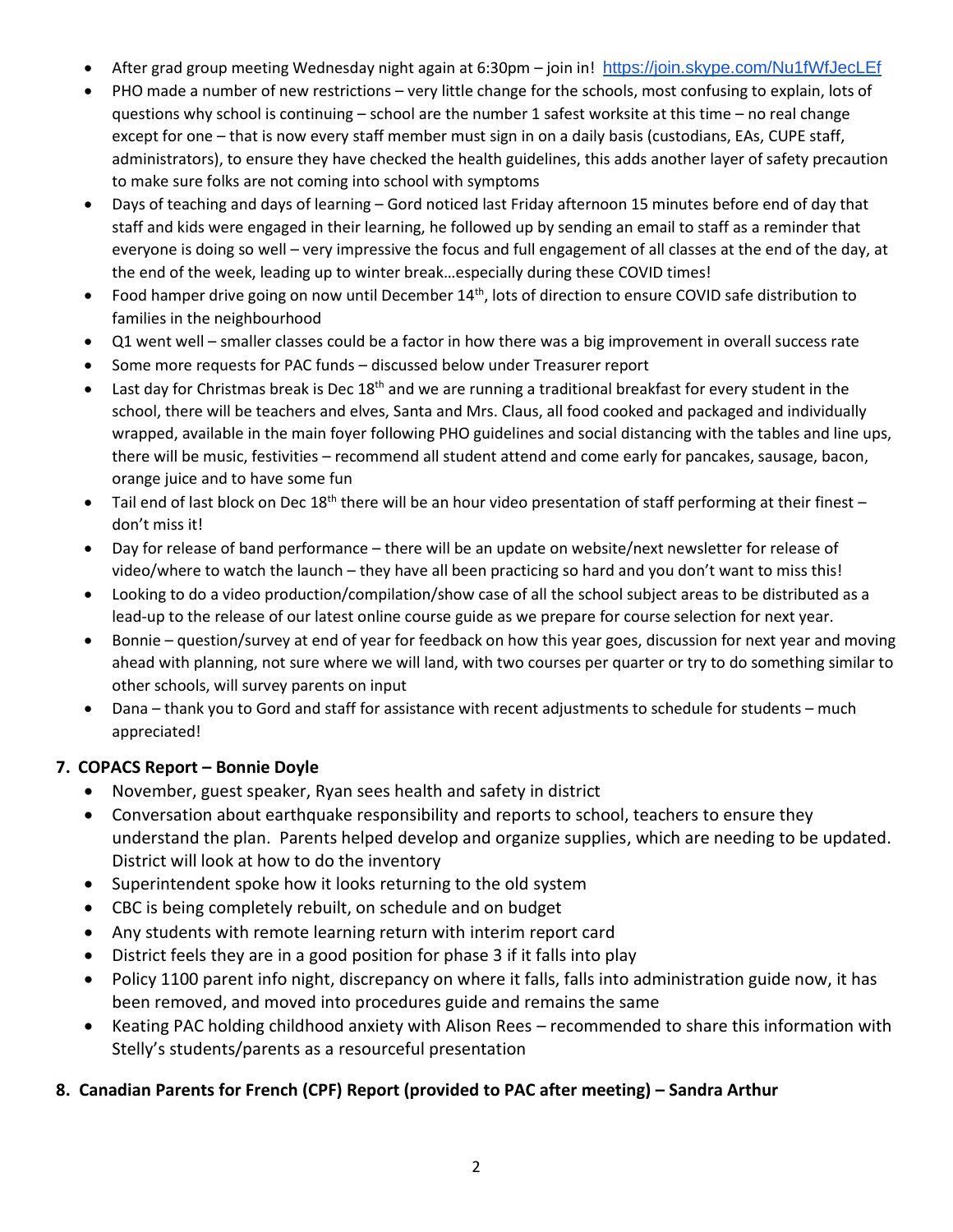- After grad group meeting Wednesday night again at 6:30pm – join in! https://join.skype.com/Nu1fWfJecLEf
- PHO made a number of new restrictions – very little change for the schools, most confusing to explain, lots of questions why school is continuing – school are the number 1 safest worksite at this time – no real change except for one – that is now every staff member must sign in on a daily basis (custodians, EAs, CUPE staff, administrators), to ensure they have checked the health guidelines, this adds another layer of safety precaution to make sure folks are not coming into school with symptoms
- Days of teaching and days of learning – Gord noticed last Friday afternoon 15 minutes before end of day that staff and kids were engaged in their learning, he followed up by sending an email to staff as a reminder that everyone is doing so well – very impressive the focus and full engagement of all classes at the end of the day, at the end of the week, leading up to winter break…especially during these COVID times!
- Food hamper drive going on now until December 14th, lots of direction to ensure COVID safe distribution to families in the neighbourhood
- Q1 went well – smaller classes could be a factor in how there was a big improvement in overall success rate
- Some more requests for PAC funds – discussed below under Treasurer report
- Last day for Christmas break is Dec 18th and we are running a traditional breakfast for every student in the school, there will be teachers and elves, Santa and Mrs. Claus, all food cooked and packaged and individually wrapped, available in the main foyer following PHO guidelines and social distancing with the tables and line ups, there will be music, festivities – recommend all student attend and come early for pancakes, sausage, bacon, orange juice and to have some fun
- Tail end of last block on Dec 18th there will be an hour video presentation of staff performing at their finest – don't miss it!
- Day for release of band performance – there will be an update on website/next newsletter for release of video/where to watch the launch – they have all been practicing so hard and you don't want to miss this!
- Looking to do a video production/compilation/show case of all the school subject areas to be distributed as a lead-up to the release of our latest online course guide as we prepare for course selection for next year.
- Bonnie – question/survey at end of year for feedback on how this year goes, discussion for next year and moving ahead with planning, not sure where we will land, with two courses per quarter or try to do something similar to other schools, will survey parents on input
- Dana – thank you to Gord and staff for assistance with recent adjustments to schedule for students – much appreciated!

**7. COPACS Report – Bonnie Doyle**

- November, guest speaker, Ryan sees health and safety in district
- Conversation about earthquake responsibility and reports to school, teachers to ensure they understand the plan. Parents helped develop and organize supplies, which are needing to be updated. District will look at how to do the inventory
- Superintendent spoke how it looks returning to the old system
- CBC is being completely rebuilt, on schedule and on budget
- Any students with remote learning return with interim report card
- District feels they are in a good position for phase 3 if it falls into play
- Policy 1100 parent info night, discrepancy on where it falls, falls into administration guide now, it has been removed, and moved into procedures guide and remains the same
- Keating PAC holding childhood anxiety with Alison Rees – recommended to share this information with Stelly's students/parents as a resourceful presentation

**8. Canadian Parents for French (CPF) Report (provided to PAC after meeting) – Sandra Arthur**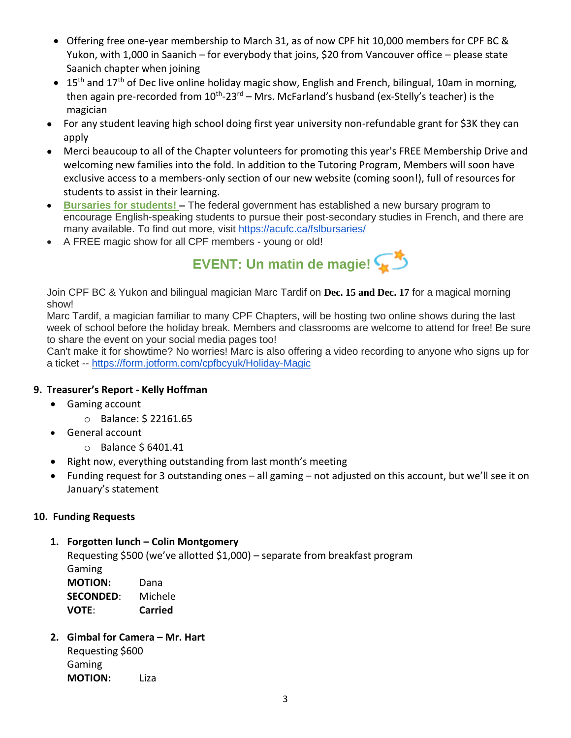- Offering free one-year membership to March 31, as of now CPF hit 10,000 members for CPF BC & Yukon, with 1,000 in Saanich – for everybody that joins, $20 from Vancouver office – please state Saanich chapter when joining
- 15th and 17th of Dec live online holiday magic show, English and French, bilingual, 10am in morning, then again pre-recorded from 10th-23rd – Mrs. McFarland's husband (ex-Stelly's teacher) is the magician
- For any student leaving high school doing first year university non-refundable grant for $3K they can apply
- Merci beaucoup to all of the Chapter volunteers for promoting this year's FREE Membership Drive and welcoming new families into the fold. In addition to the Tutoring Program, Members will soon have exclusive access to a members-only section of our new website (coming soon!), full of resources for students to assist in their learning.
- **Bursaries for students!** – The federal government has established a new bursary program to encourage English-speaking students to pursue their post-secondary studies in French, and there are many available. To find out more, visit https://acufc.ca/fslbursaries/
- A FREE magic show for all CPF members - young or old!

**EVENT: Un matin de magie!**

Join CPF BC & Yukon and bilingual magician Marc Tardif on **Dec. 15 and Dec. 17** for a magical morning show!
Marc Tardif, a magician familiar to many CPF Chapters, will be hosting two online shows during the last week of school before the holiday break. Members and classrooms are welcome to attend for free! Be sure to share the event on your social media pages too!
Can't make it for showtime? No worries! Marc is also offering a video recording to anyone who signs up for a ticket -- https://form.jotform.com/cpfbcyuk/Holiday-Magic

### 9. Treasurer's Report - Kelly Hoffman

- Gaming account
  - Balance: $ 22161.65
- General account
  - Balance $ 6401.41
- Right now, everything outstanding from last month's meeting
- Funding request for 3 outstanding ones – all gaming – not adjusted on this account, but we'll see it on January's statement

### 10. Funding Requests

1. **Forgotten lunch – Colin Montgomery**
   Requesting $500 (we've allotted $1,000) – separate from breakfast program
   Gaming
   **MOTION:** Dana
   **SECONDED:** Michele
   **VOTE:** **Carried**

2. **Gimbal for Camera – Mr. Hart**
   Requesting $600
   Gaming
   **MOTION:** Liza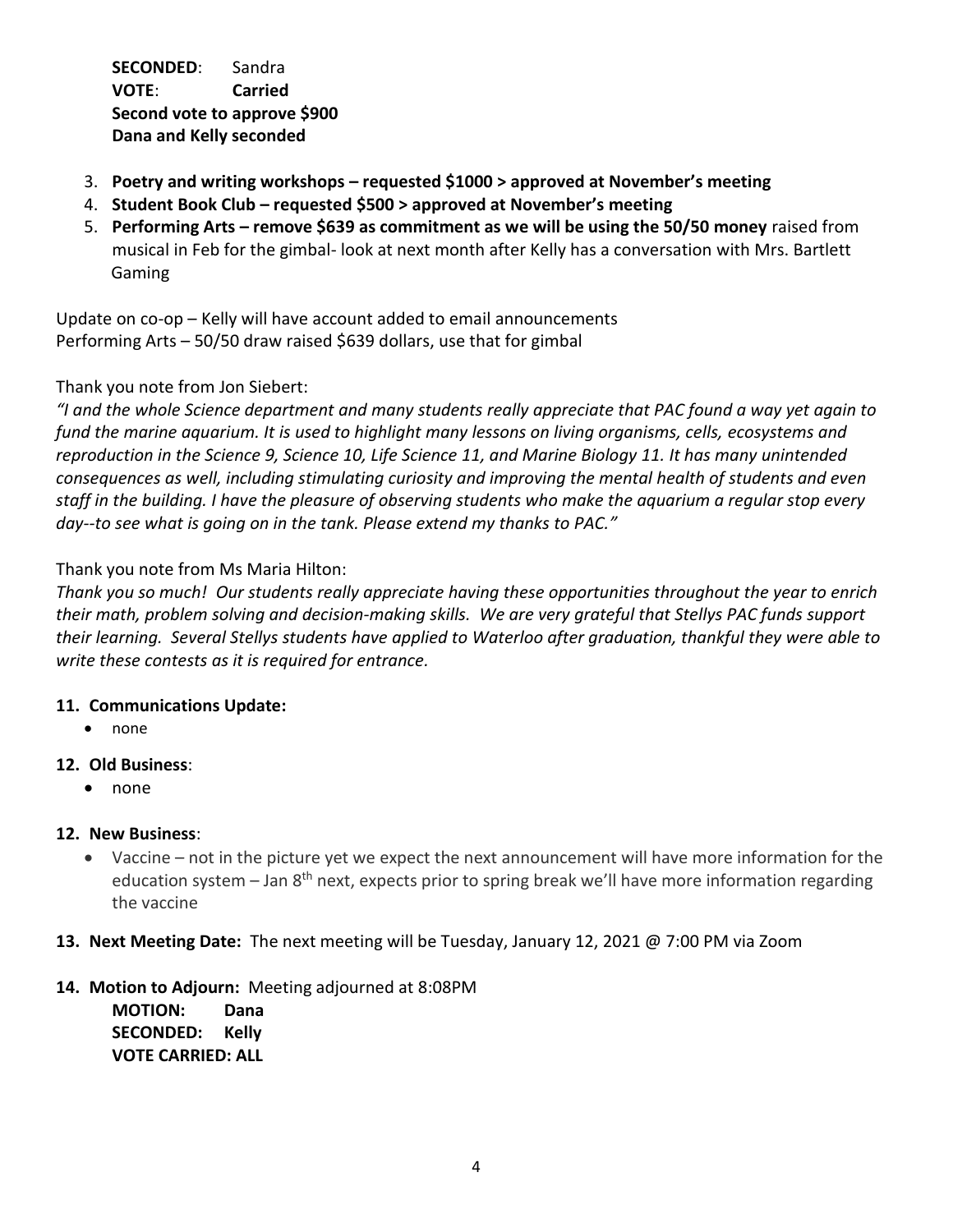**SECONDED**: Sandra
**VOTE**: **Carried**
**Second vote to approve $900**
**Dana and Kelly seconded**

3. **Poetry and writing workshops – requested $1000 > approved at November's meeting**
4. **Student Book Club – requested $500 > approved at November's meeting**
5. **Performing Arts – remove $639 as commitment as we will be using the 50/50 money** raised from musical in Feb for the gimbal- look at next month after Kelly has a conversation with Mrs. Bartlett
   Gaming

Update on co-op – Kelly will have account added to email announcements
Performing Arts – 50/50 draw raised $639 dollars, use that for gimbal

Thank you note from Jon Siebert:

*"I and the whole Science department and many students really appreciate that PAC found a way yet again to fund the marine aquarium. It is used to highlight many lessons on living organisms, cells, ecosystems and reproduction in the Science 9, Science 10, Life Science 11, and Marine Biology 11. It has many unintended consequences as well, including stimulating curiosity and improving the mental health of students and even staff in the building. I have the pleasure of observing students who make the aquarium a regular stop every day--to see what is going on in the tank. Please extend my thanks to PAC."*

Thank you note from Ms Maria Hilton:

*Thank you so much! Our students really appreciate having these opportunities throughout the year to enrich their math, problem solving and decision-making skills. We are very grateful that Stellys PAC funds support their learning. Several Stellys students have applied to Waterloo after graduation, thankful they were able to write these contests as it is required for entrance.*

**11. Communications Update:**

- none

**12. Old Business**:

- none

**12. New Business**:

- Vaccine – not in the picture yet we expect the next announcement will have more information for the education system – Jan 8th next, expects prior to spring break we'll have more information regarding the vaccine

**13. Next Meeting Date:** The next meeting will be Tuesday, January 12, 2021 @ 7:00 PM via Zoom

**14. Motion to Adjourn:** Meeting adjourned at 8:08PM
**MOTION: Dana**
**SECONDED: Kelly**
**VOTE CARRIED: ALL**